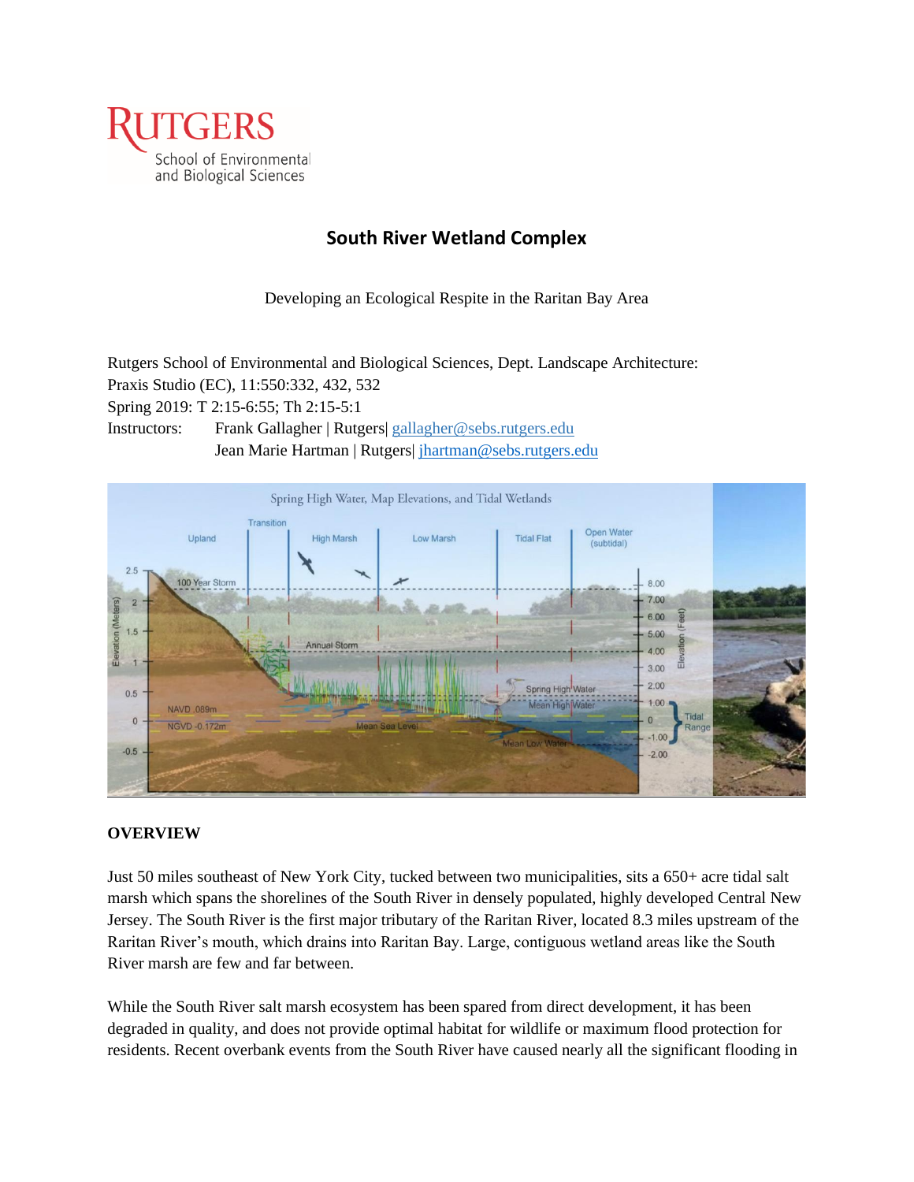RUTGERS
School of Environmental and Biological Sciences

# South River Wetland Complex

Developing an Ecological Respite in the Raritan Bay Area

Rutgers School of Environmental and Biological Sciences, Dept. Landscape Architecture:
Praxis Studio (EC), 11:550:332, 432, 532
Spring 2019: T 2:15-6:55; Th 2:15-5:1
Instructors: Frank Gallagher | Rutgers| gallagher@sebs.rutgers.edu
Jean Marie Hartman | Rutgers| jhartman@sebs.rutgers.edu

## OVERVIEW

Just 50 miles southeast of New York City, tucked between two municipalities, sits a 650+ acre tidal salt marsh which spans the shorelines of the South River in densely populated, highly developed Central New Jersey. The South River is the first major tributary of the Raritan River, located 8.3 miles upstream of the Raritan River's mouth, which drains into Raritan Bay. Large, contiguous wetland areas like the South River marsh are few and far between.

While the South River salt marsh ecosystem has been spared from direct development, it has been degraded in quality, and does not provide optimal habitat for wildlife or maximum flood protection for residents. Recent overbank events from the South River have caused nearly all the significant flooding in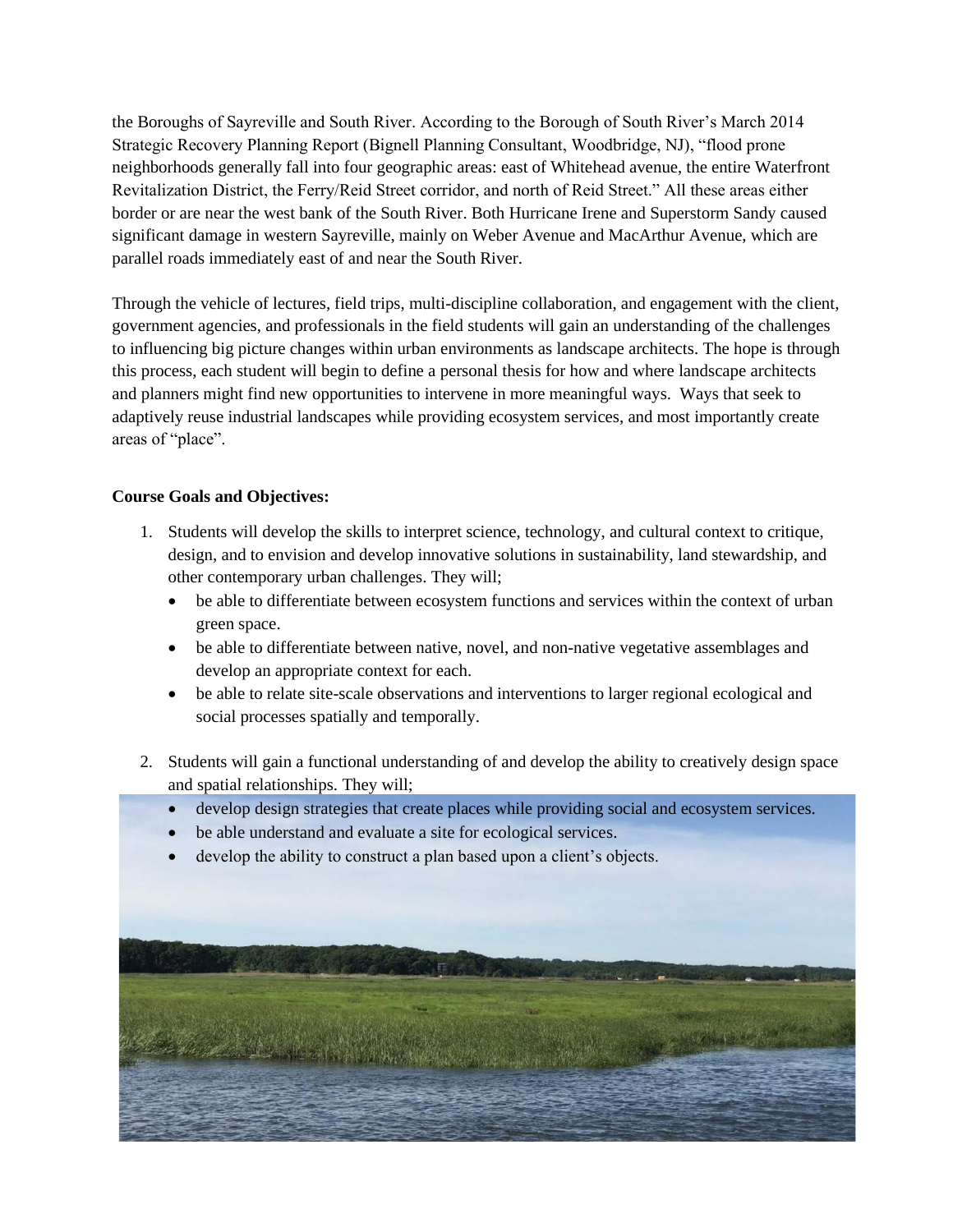the Boroughs of Sayreville and South River. According to the Borough of South River's March 2014 Strategic Recovery Planning Report (Bignell Planning Consultant, Woodbridge, NJ), "flood prone neighborhoods generally fall into four geographic areas: east of Whitehead avenue, the entire Waterfront Revitalization District, the Ferry/Reid Street corridor, and north of Reid Street." All these areas either border or are near the west bank of the South River. Both Hurricane Irene and Superstorm Sandy caused significant damage in western Sayreville, mainly on Weber Avenue and MacArthur Avenue, which are parallel roads immediately east of and near the South River.

Through the vehicle of lectures, field trips, multi-discipline collaboration, and engagement with the client, government agencies, and professionals in the field students will gain an understanding of the challenges to influencing big picture changes within urban environments as landscape architects. The hope is through this process, each student will begin to define a personal thesis for how and where landscape architects and planners might find new opportunities to intervene in more meaningful ways. Ways that seek to adaptively reuse industrial landscapes while providing ecosystem services, and most importantly create areas of "place".

**Course Goals and Objectives:**

1. Students will develop the skills to interpret science, technology, and cultural context to critique, design, and to envision and develop innovative solutions in sustainability, land stewardship, and other contemporary urban challenges. They will;
   - be able to differentiate between ecosystem functions and services within the context of urban green space.
   - be able to differentiate between native, novel, and non-native vegetative assemblages and develop an appropriate context for each.
   - be able to relate site-scale observations and interventions to larger regional ecological and social processes spatially and temporally.

2. Students will gain a functional understanding of and develop the ability to creatively design space and spatial relationships. They will;
   - develop design strategies that create places while providing social and ecosystem services.
   - be able understand and evaluate a site for ecological services.
   - develop the ability to construct a plan based upon a client's objects.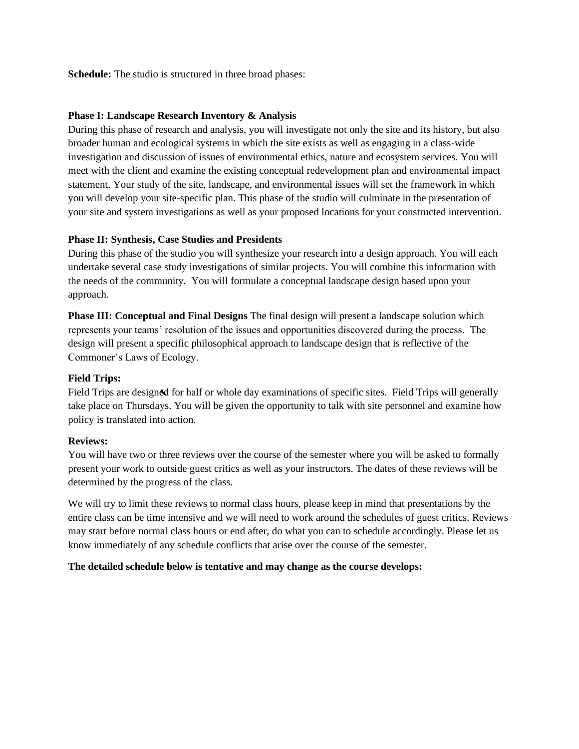**Schedule:** The studio is structured in three broad phases:

**Phase I: Landscape Research Inventory & Analysis**
During this phase of research and analysis, you will investigate not only the site and its history, but also broader human and ecological systems in which the site exists as well as engaging in a class-wide investigation and discussion of issues of environmental ethics, nature and ecosystem services. You will meet with the client and examine the existing conceptual redevelopment plan and environmental impact statement. Your study of the site, landscape, and environmental issues will set the framework in which you will develop your site-specific plan. This phase of the studio will culminate in the presentation of your site and system investigations as well as your proposed locations for your constructed intervention.

**Phase II: Synthesis, Case Studies and Presidents**
During this phase of the studio you will synthesize your research into a design approach. You will each undertake several case study investigations of similar projects. You will combine this information with the needs of the community. You will formulate a conceptual landscape design based upon your approach.

**Phase III: Conceptual and Final Designs** The final design will present a landscape solution which represents your teams' resolution of the issues and opportunities discovered during the process. The design will present a specific philosophical approach to landscape design that is reflective of the Commoner's Laws of Ecology.

**Field Trips:**
Field Trips are designed for half or whole day examinations of specific sites. Field Trips will generally take place on Thursdays. You will be given the opportunity to talk with site personnel and examine how policy is translated into action.

**Reviews:**
You will have two or three reviews over the course of the semester where you will be asked to formally present your work to outside guest critics as well as your instructors. The dates of these reviews will be determined by the progress of the class.

We will try to limit these reviews to normal class hours, please keep in mind that presentations by the entire class can be time intensive and we will need to work around the schedules of guest critics. Reviews may start before normal class hours or end after, do what you can to schedule accordingly. Please let us know immediately of any schedule conflicts that arise over the course of the semester.

**The detailed schedule below is tentative and may change as the course develops:**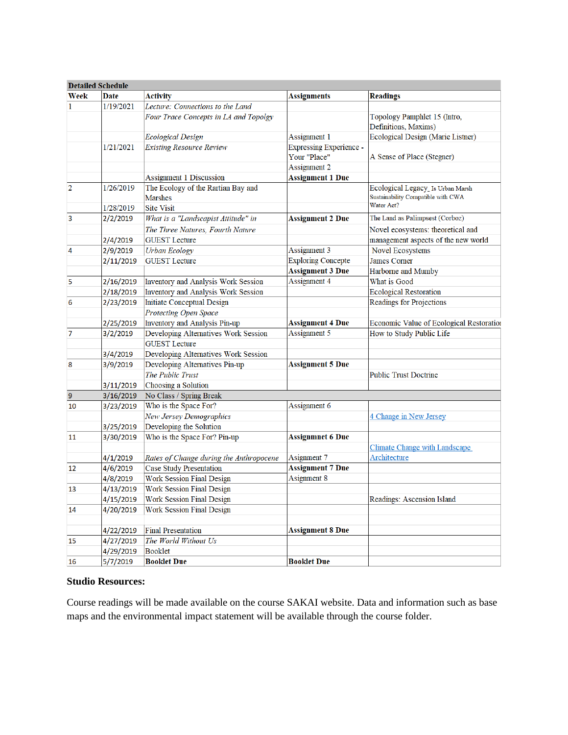| Detailed Schedule | | | | |
|---|---|---|---|---|
| **Week** | **Date** | **Activity** | **Assignments** | **Readings** |
| 1 | 1/19/2021 | *Lecture: Connections to the Land* | | |
| | | *Four Trace Concepts in LA and Topolgy* | | Topology Pamphlet 15 (Intro, Definitions, Maxims) |
| | | *Ecological Design* | Assignment 1 | Ecological Design (Marie Listner) |
| | 1/21/2021 | *Existing Resource Review* | Expressing Experience - Your "Place" | A Sense of Place (Stegner) |
| | | | Assignment 2 | |
| | | Assignment 1 Discussion | **Assignment 1 Due** | |
| 2 | 1/26/2019 | The Ecology of the Rartian Bay and Marshes | | Ecological Legacy_ Is Urban Marsh Sustainability Compatible with CWA Water Act? |
| | 1/28/2019 | Site Visit | | |
| 3 | 2/2/2019 | *What is a "Landscapist Attitude" in* | **Assignment 2 Due** | The Land as Palimpsest (Corboz) |
| | | *The Three Natures, Fourth Nature* | | Novel ecosystems: theoretical and |
| | 2/4/2019 | GUEST Lecture | | management aspects of the new world |
| 4 | 2/9/2019 | *Urban Ecology* | Assignment 3 | Novel Ecosystems |
| | 2/11/2019 | GUEST Lecture | Exploring Concept | James Corner |
| | | | **Assignment 3 Due** | Harbome and Mumby |
| 5 | 2/16/2019 | Inventory and Analysis Work Session | Assignment 4 | What is Good |
| | 2/18/2019 | Inventory and Analysis Work Session | | Ecological Restoration |
| 6 | 2/23/2019 | Initiate Conceptual Design | | Readings for Projections |
| | | *Protecting Open Space* | | |
| | 2/25/2019 | Inventory and Analysis Pin-up | **Assignment 4 Due** | Economic Value of Ecological Restoratio |
| 7 | 3/2/2019 | Developing Alternatives Work Session | Assignment 5 | How to Study Public Life |
| | | GUEST Lecture | | |
| | 3/4/2019 | Developing Alternatives Work Session | | |
| 8 | 3/9/2019 | Developing Alternatives Pin-up | **Assignment 5 Due** | |
| | | *The Public Trust* | | Public Trust Doctrine |
| | 3/11/2019 | Choosing a Solution | | |
| 9 | 3/16/2019 | No Class / Spring Break | | |
| 10 | 3/23/2019 | Who is the Space For? | Assignment 6 | |
| | | *New Jersey Demographics* | | 4 Change in New Jersey |
| | 3/25/2019 | Developing the Solution | | |
| 11 | 3/30/2019 | Who is the Space For? Pin-up | **Assignmnet 6 Due** | |
| | 4/1/2019 | *Rates of Change during the Anthropocene* | Assignment 7 | Climate Change with Landscape Architecture |
| 12 | 4/6/2019 | Case Study Presentation | **Assignment 7 Due** | |
| | 4/8/2019 | Work Session Final Design | Asignment 8 | |
| 13 | 4/13/2019 | Work Session Final Design | | |
| | 4/15/2019 | Work Session Final Design | | Readings: Ascension Island |
| 14 | 4/20/2019 | Work Session Final Design | | |
| | 4/22/2019 | Final Presentation | **Assignment 8 Due** | |
| 15 | 4/27/2019 | *The World Without Us* | | |
| | 4/29/2019 | Booklet | | |
| 16 | 5/7/2019 | **Booklet Due** | **Booklet Due** | |

### Studio Resources:

Course readings will be made available on the course SAKAI website. Data and information such as base maps and the environmental impact statement will be available through the course folder.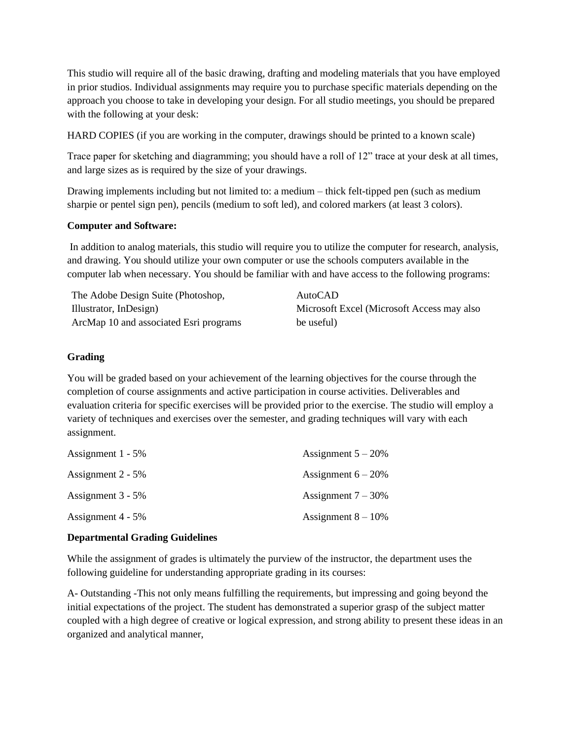This studio will require all of the basic drawing, drafting and modeling materials that you have employed in prior studios. Individual assignments may require you to purchase specific materials depending on the approach you choose to take in developing your design. For all studio meetings, you should be prepared with the following at your desk:

HARD COPIES (if you are working in the computer, drawings should be printed to a known scale)

Trace paper for sketching and diagramming; you should have a roll of 12" trace at your desk at all times, and large sizes as is required by the size of your drawings.

Drawing implements including but not limited to: a medium – thick felt-tipped pen (such as medium sharpie or pentel sign pen), pencils (medium to soft led), and colored markers (at least 3 colors).

**Computer and Software:**

In addition to analog materials, this studio will require you to utilize the computer for research, analysis, and drawing. You should utilize your own computer or use the schools computers available in the computer lab when necessary. You should be familiar with and have access to the following programs:

- The Adobe Design Suite (Photoshop, Illustrator, InDesign)
- ArcMap 10 and associated Esri programs
- AutoCAD
- Microsoft Excel (Microsoft Access may also be useful)

**Grading**

You will be graded based on your achievement of the learning objectives for the course through the completion of course assignments and active participation in course activities. Deliverables and evaluation criteria for specific exercises will be provided prior to the exercise. The studio will employ a variety of techniques and exercises over the semester, and grading techniques will vary with each assignment.

| | |
|---|---|
| Assignment 1 - 5% | Assignment 5 – 20% |
| Assignment 2 - 5% | Assignment 6 – 20% |
| Assignment 3 - 5% | Assignment 7 – 30% |
| Assignment 4 - 5% | Assignment 8 – 10% |

**Departmental Grading Guidelines**

While the assignment of grades is ultimately the purview of the instructor, the department uses the following guideline for understanding appropriate grading in its courses:

A- Outstanding -This not only means fulfilling the requirements, but impressing and going beyond the initial expectations of the project. The student has demonstrated a superior grasp of the subject matter coupled with a high degree of creative or logical expression, and strong ability to present these ideas in an organized and analytical manner,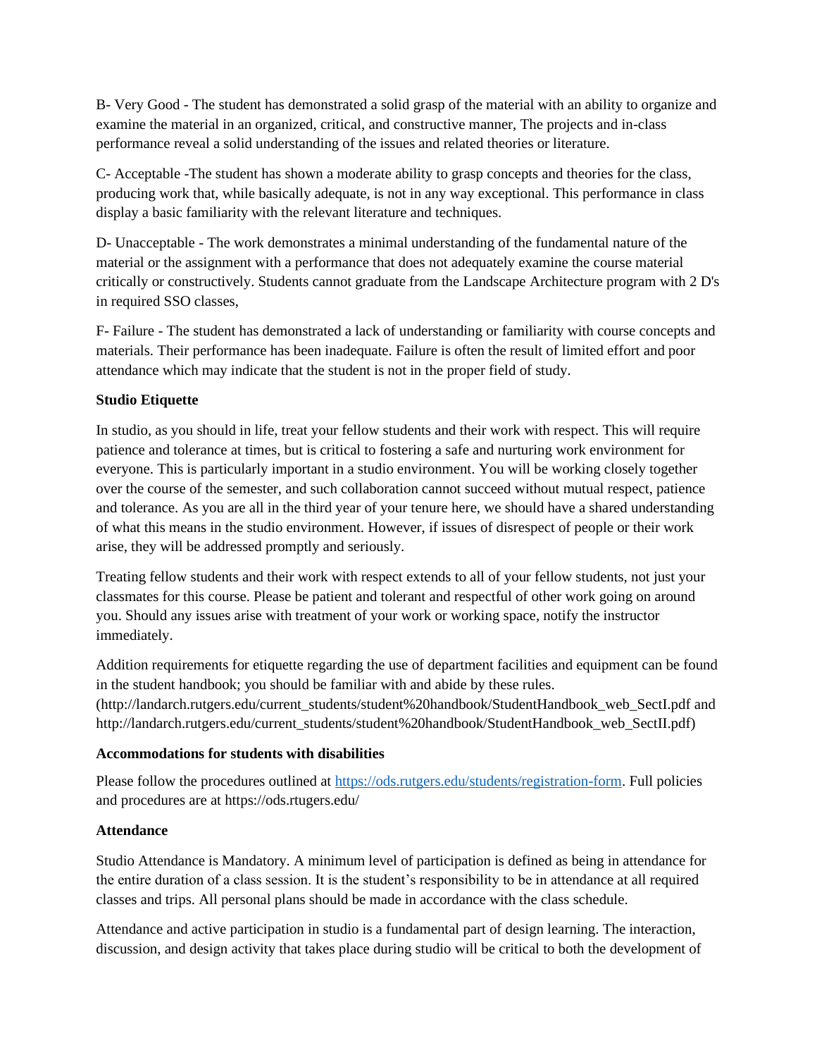B- Very Good - The student has demonstrated a solid grasp of the material with an ability to organize and examine the material in an organized, critical, and constructive manner, The projects and in-class performance reveal a solid understanding of the issues and related theories or literature.

C- Acceptable -The student has shown a moderate ability to grasp concepts and theories for the class, producing work that, while basically adequate, is not in any way exceptional. This performance in class display a basic familiarity with the relevant literature and techniques.

D- Unacceptable - The work demonstrates a minimal understanding of the fundamental nature of the material or the assignment with a performance that does not adequately examine the course material critically or constructively. Students cannot graduate from the Landscape Architecture program with 2 D's in required SSO classes,

F- Failure - The student has demonstrated a lack of understanding or familiarity with course concepts and materials. Their performance has been inadequate. Failure is often the result of limited effort and poor attendance which may indicate that the student is not in the proper field of study.

**Studio Etiquette**

In studio, as you should in life, treat your fellow students and their work with respect. This will require patience and tolerance at times, but is critical to fostering a safe and nurturing work environment for everyone. This is particularly important in a studio environment. You will be working closely together over the course of the semester, and such collaboration cannot succeed without mutual respect, patience and tolerance. As you are all in the third year of your tenure here, we should have a shared understanding of what this means in the studio environment. However, if issues of disrespect of people or their work arise, they will be addressed promptly and seriously.

Treating fellow students and their work with respect extends to all of your fellow students, not just your classmates for this course. Please be patient and tolerant and respectful of other work going on around you. Should any issues arise with treatment of your work or working space, notify the instructor immediately.

Addition requirements for etiquette regarding the use of department facilities and equipment can be found in the student handbook; you should be familiar with and abide by these rules. (http://landarch.rutgers.edu/current_students/student%20handbook/StudentHandbook_web_SectI.pdf and http://landarch.rutgers.edu/current_students/student%20handbook/StudentHandbook_web_SectII.pdf)

**Accommodations for students with disabilities**

Please follow the procedures outlined at https://ods.rutgers.edu/students/registration-form. Full policies and procedures are at https://ods.rtugers.edu/

**Attendance**

Studio Attendance is Mandatory. A minimum level of participation is defined as being in attendance for the entire duration of a class session. It is the student's responsibility to be in attendance at all required classes and trips. All personal plans should be made in accordance with the class schedule.

Attendance and active participation in studio is a fundamental part of design learning. The interaction, discussion, and design activity that takes place during studio will be critical to both the development of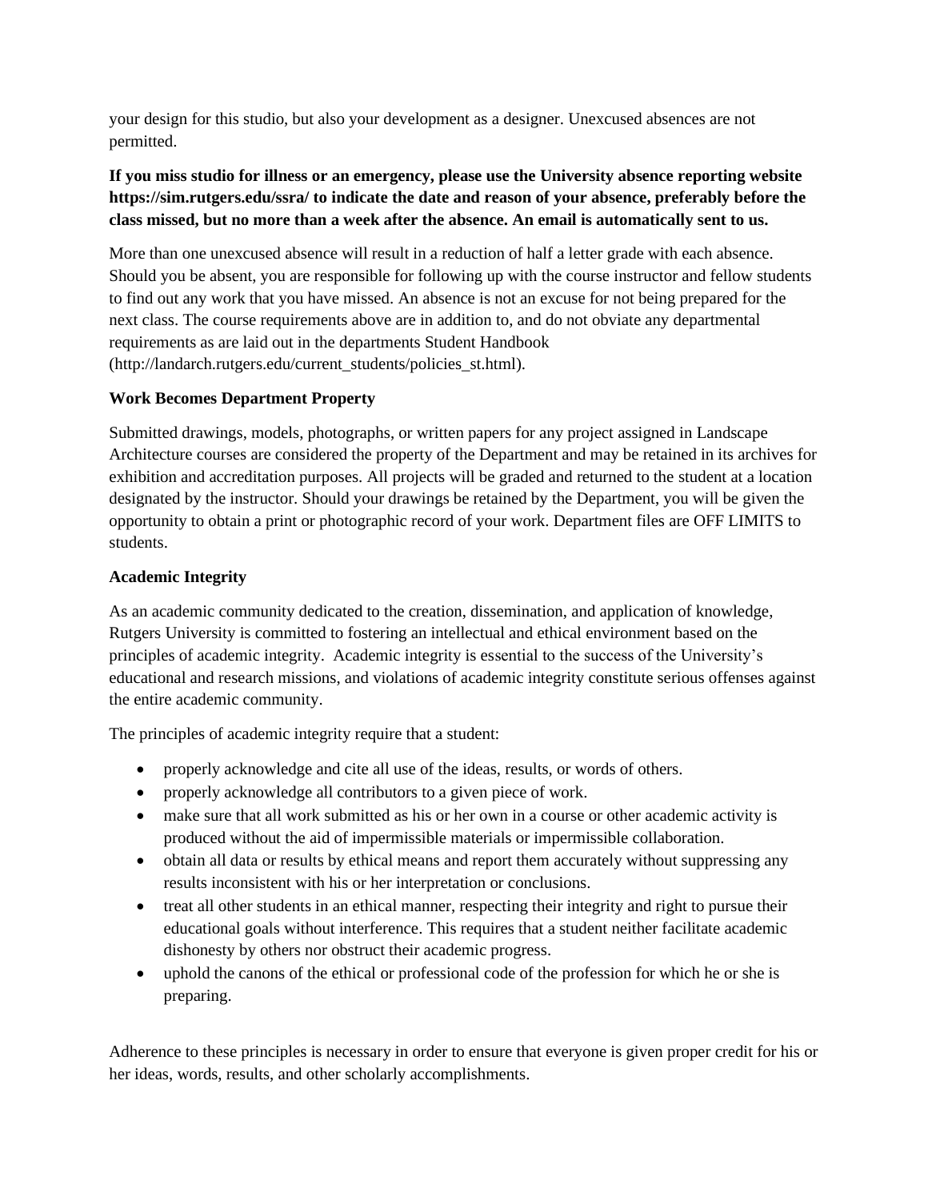your design for this studio, but also your development as a designer. Unexcused absences are not permitted.

**If you miss studio for illness or an emergency, please use the University absence reporting website https://sim.rutgers.edu/ssra/ to indicate the date and reason of your absence, preferably before the class missed, but no more than a week after the absence. An email is automatically sent to us.**

More than one unexcused absence will result in a reduction of half a letter grade with each absence. Should you be absent, you are responsible for following up with the course instructor and fellow students to find out any work that you have missed. An absence is not an excuse for not being prepared for the next class. The course requirements above are in addition to, and do not obviate any departmental requirements as are laid out in the departments Student Handbook (http://landarch.rutgers.edu/current_students/policies_st.html).

**Work Becomes Department Property**

Submitted drawings, models, photographs, or written papers for any project assigned in Landscape Architecture courses are considered the property of the Department and may be retained in its archives for exhibition and accreditation purposes. All projects will be graded and returned to the student at a location designated by the instructor. Should your drawings be retained by the Department, you will be given the opportunity to obtain a print or photographic record of your work. Department files are OFF LIMITS to students.

**Academic Integrity**

As an academic community dedicated to the creation, dissemination, and application of knowledge, Rutgers University is committed to fostering an intellectual and ethical environment based on the principles of academic integrity. Academic integrity is essential to the success of the University's educational and research missions, and violations of academic integrity constitute serious offenses against the entire academic community.

The principles of academic integrity require that a student:

- properly acknowledge and cite all use of the ideas, results, or words of others.
- properly acknowledge all contributors to a given piece of work.
- make sure that all work submitted as his or her own in a course or other academic activity is produced without the aid of impermissible materials or impermissible collaboration.
- obtain all data or results by ethical means and report them accurately without suppressing any results inconsistent with his or her interpretation or conclusions.
- treat all other students in an ethical manner, respecting their integrity and right to pursue their educational goals without interference. This requires that a student neither facilitate academic dishonesty by others nor obstruct their academic progress.
- uphold the canons of the ethical or professional code of the profession for which he or she is preparing.

Adherence to these principles is necessary in order to ensure that everyone is given proper credit for his or her ideas, words, results, and other scholarly accomplishments.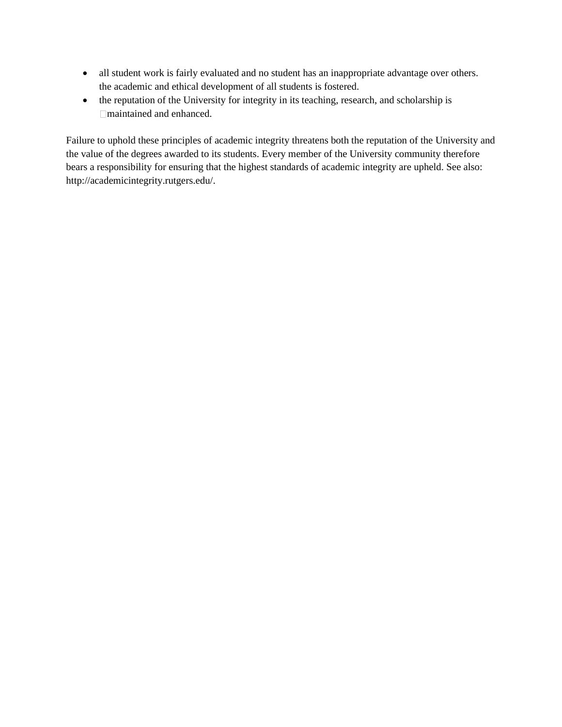- all student work is fairly evaluated and no student has an inappropriate advantage over others. the academic and ethical development of all students is fostered.
- the reputation of the University for integrity in its teaching, research, and scholarship is maintained and enhanced.

Failure to uphold these principles of academic integrity threatens both the reputation of the University and the value of the degrees awarded to its students. Every member of the University community therefore bears a responsibility for ensuring that the highest standards of academic integrity are upheld. See also: http://academicintegrity.rutgers.edu/.